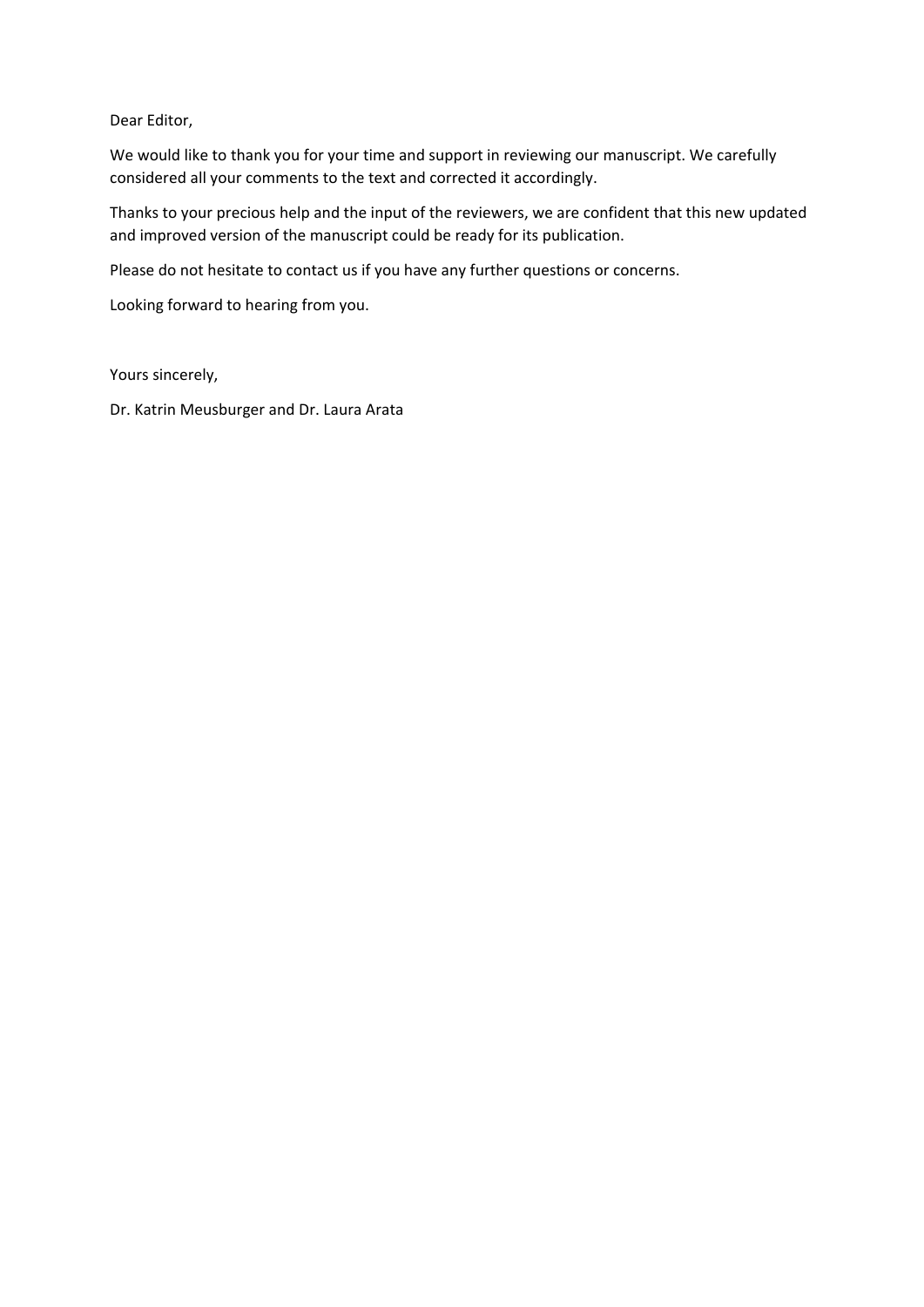Dear Editor,

We would like to thank you for your time and support in reviewing our manuscript. We carefully considered all your comments to the text and corrected it accordingly.

Thanks to your precious help and the input of the reviewers, we are confident that this new updated and improved version of the manuscript could be ready for its publication.

Please do not hesitate to contact us if you have any further questions or concerns.

Looking forward to hearing from you.

Yours sincerely,

Dr. Katrin Meusburger and Dr. Laura Arata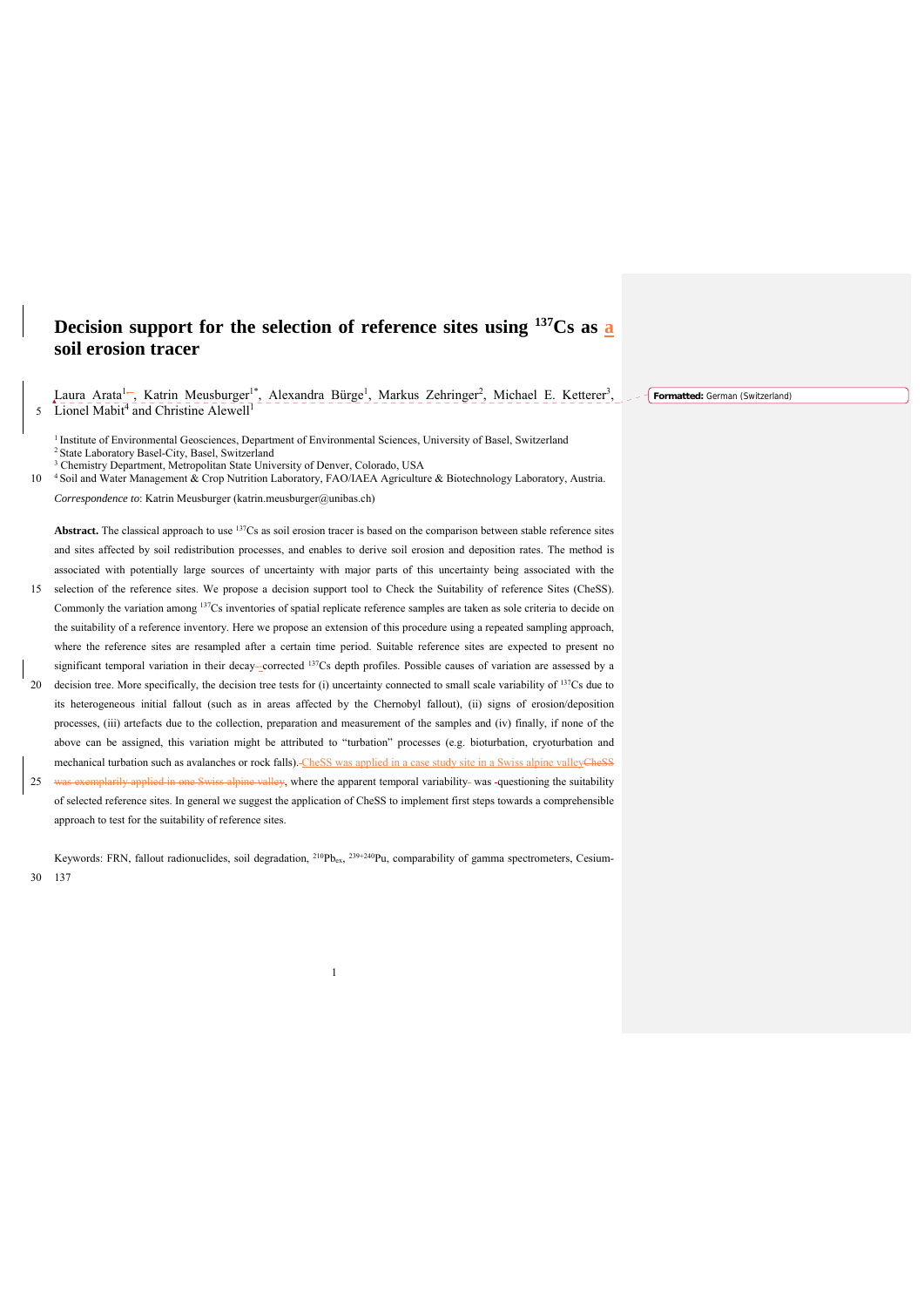# Decision support for the selection of reference sites using $^{137}$Cs as a soil erosion tracer

Laura Arata[1], Katrin Meusburger[1*], Alexandra Bürge[1], Markus Zehringer[2], Michael E. Ketterer[3], Lionel Mabit[4] and Christine Alewell[1]

[1] Institute of Environmental Geosciences, Department of Environmental Sciences, University of Basel, Switzerland
[2] State Laboratory Basel-City, Basel, Switzerland
[3] Chemistry Department, Metropolitan State University of Denver, Colorado, USA
[4] Soil and Water Management & Crop Nutrition Laboratory, FAO/IAEA Agriculture & Biotechnology Laboratory, Austria.

*Correspondence to*: Katrin Meusburger (katrin.meusburger@unibas.ch)

**Abstract.** The classical approach to use $^{137}$Cs as soil erosion tracer is based on the comparison between stable reference sites and sites affected by soil redistribution processes, and enables to derive soil erosion and deposition rates. The method is associated with potentially large sources of uncertainty with major parts of this uncertainty being associated with the selection of the reference sites. We propose a decision support tool to Check the Suitability of reference Sites (CheSS). Commonly the variation among $^{137}$Cs inventories of spatial replicate reference samples are taken as sole criteria to decide on the suitability of a reference inventory. Here we propose an extension of this procedure using a repeated sampling approach, where the reference sites are resampled after a certain time period. Suitable reference sites are expected to present no significant temporal variation in their decay-corrected $^{137}$Cs depth profiles. Possible causes of variation are assessed by a decision tree. More specifically, the decision tree tests for (i) uncertainty connected to small scale variability of $^{137}$Cs due to its heterogeneous initial fallout (such as in areas affected by the Chernobyl fallout), (ii) signs of erosion/deposition processes, (iii) artefacts due to the collection, preparation and measurement of the samples and (iv) finally, if none of the above can be assigned, this variation might be attributed to "turbation" processes (e.g. bioturbation, cryoturbation and mechanical turbation such as avalanches or rock falls). CheSS was applied in a case study site in a Swiss alpine valley, where the apparent temporal variability was questioning the suitability of selected reference sites. In general we suggest the application of CheSS to implement first steps towards a comprehensible approach to test for the suitability of reference sites.

Keywords: FRN, fallout radionuclides, soil degradation, $^{210}$Pb$_{ex}$, $^{239+240}$Pu, comparability of gamma spectrometers, Cesium-137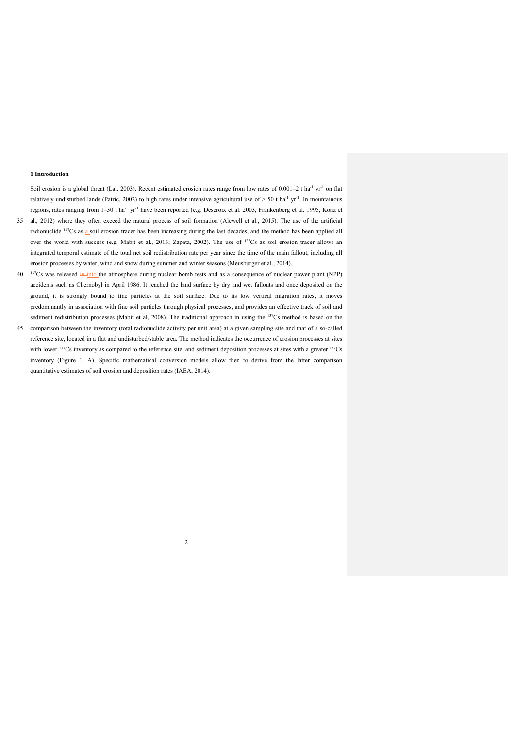## 1 Introduction

Soil erosion is a global threat (Lal, 2003). Recent estimated erosion rates range from low rates of 0.001–2 t ha$^{-1}$ yr$^{-1}$ on flat relatively undisturbed lands (Patric, 2002) to high rates under intensive agricultural use of > 50 t ha$^{-1}$ yr$^{-1}$. In mountainous regions, rates ranging from 1–30 t ha$^{-1}$ yr$^{-1}$ have been reported (e.g. Descroix et al. 2003, Frankenberg et al. 1995, Konz et al., 2012) where they often exceed the natural process of soil formation (Alewell et al., 2015). The use of the artificial radionuclide $^{137}$Cs as a soil erosion tracer has been increasing during the last decades, and the method has been applied all over the world with success (e.g. Mabit et al., 2013; Zapata, 2002). The use of $^{137}$Cs as soil erosion tracer allows an integrated temporal estimate of the total net soil redistribution rate per year since the time of the main fallout, including all erosion processes by water, wind and snow during summer and winter seasons (Meusburger et al., 2014).

$^{137}$Cs was released in into the atmosphere during nuclear bomb tests and as a consequence of nuclear power plant (NPP) accidents such as Chernobyl in April 1986. It reached the land surface by dry and wet fallouts and once deposited on the ground, it is strongly bound to fine particles at the soil surface. Due to its low vertical migration rates, it moves predominantly in association with fine soil particles through physical processes, and provides an effective track of soil and sediment redistribution processes (Mabit et al, 2008). The traditional approach in using the $^{137}$Cs method is based on the comparison between the inventory (total radionuclide activity per unit area) at a given sampling site and that of a so-called reference site, located in a flat and undisturbed/stable area. The method indicates the occurrence of erosion processes at sites with lower $^{137}$Cs inventory as compared to the reference site, and sediment deposition processes at sites with a greater $^{137}$Cs inventory (Figure 1, A). Specific mathematical conversion models allow then to derive from the latter comparison quantitative estimates of soil erosion and deposition rates (IAEA, 2014).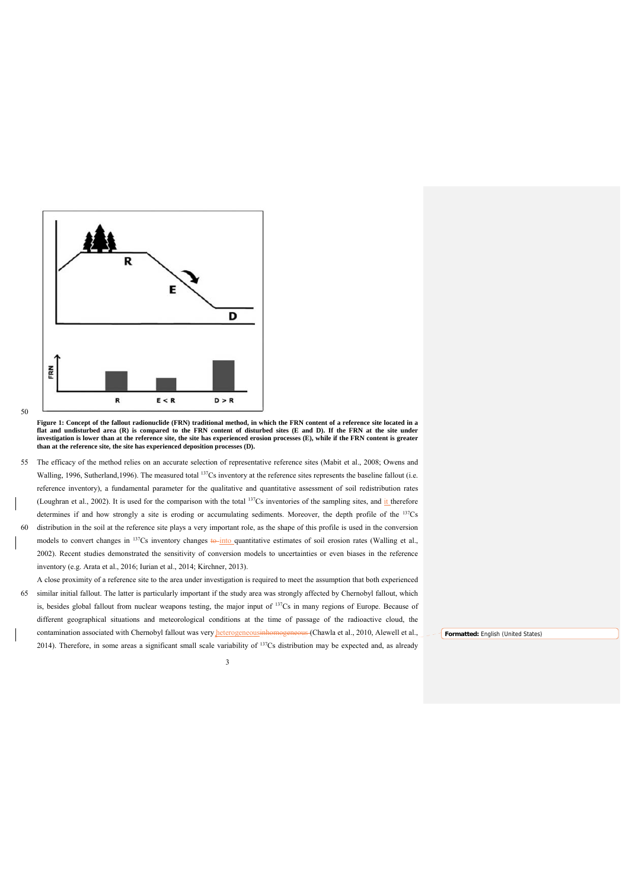**Figure 1: Concept of the fallout radionuclide (FRN) traditional method, in which the FRN content of a reference site located in a flat and undisturbed area (R) is compared to the FRN content of disturbed sites (E and D). If the FRN at the site under investigation is lower than at the reference site, the site has experienced erosion processes (E), while if the FRN content is greater than at the reference site, the site has experienced deposition processes (D).**

The efficacy of the method relies on an accurate selection of representative reference sites (Mabit et al., 2008; Owens and Walling, 1996, Sutherland,1996). The measured total $^{137}$Cs inventory at the reference sites represents the baseline fallout (i.e. reference inventory), a fundamental parameter for the qualitative and quantitative assessment of soil redistribution rates (Loughran et al., 2002). It is used for the comparison with the total $^{137}$Cs inventories of the sampling sites, and it therefore determines if and how strongly a site is eroding or accumulating sediments. Moreover, the depth profile of the $^{137}$Cs distribution in the soil at the reference site plays a very important role, as the shape of this profile is used in the conversion models to convert changes in $^{137}$Cs inventory changes into quantitative estimates of soil erosion rates (Walling et al., 2002). Recent studies demonstrated the sensitivity of conversion models to uncertainties or even biases in the reference inventory (e.g. Arata et al., 2016; Iurian et al., 2014; Kirchner, 2013).

A close proximity of a reference site to the area under investigation is required to meet the assumption that both experienced similar initial fallout. The latter is particularly important if the study area was strongly affected by Chernobyl fallout, which is, besides global fallout from nuclear weapons testing, the major input of $^{137}$Cs in many regions of Europe. Because of different geographical situations and meteorological conditions at the time of passage of the radioactive cloud, the contamination associated with Chernobyl fallout was very heterogeneous (Chawla et al., 2010, Alewell et al., 2014). Therefore, in some areas a significant small scale variability of $^{137}$Cs distribution may be expected and, as already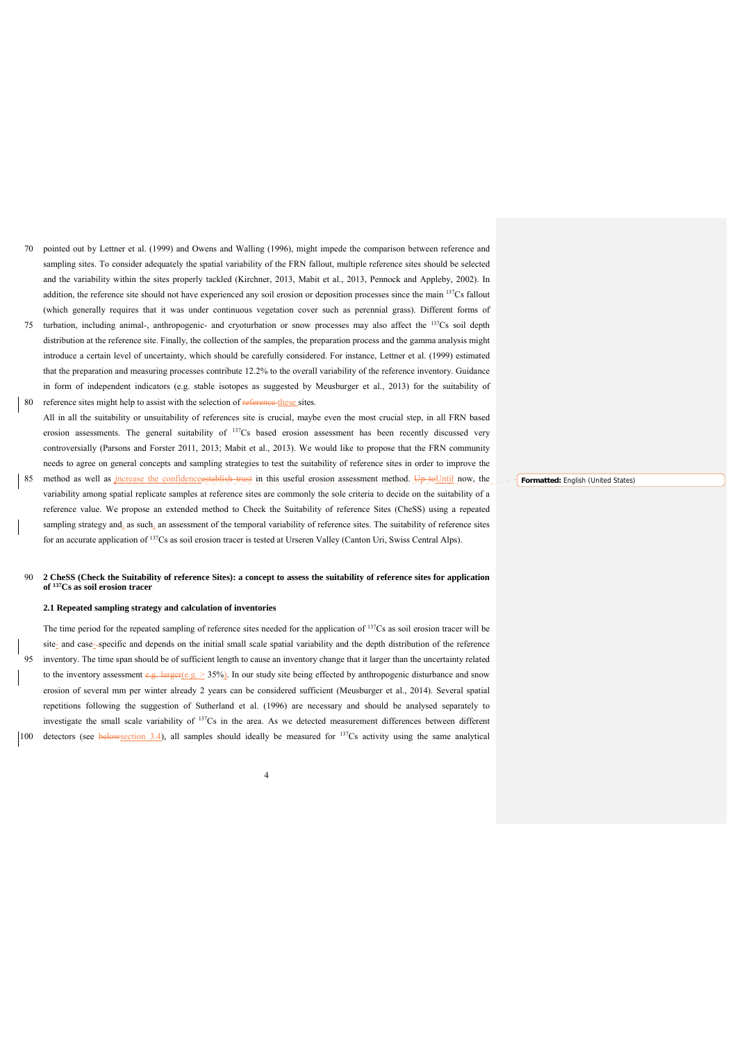pointed out by Lettner et al. (1999) and Owens and Walling (1996), might impede the comparison between reference and sampling sites. To consider adequately the spatial variability of the FRN fallout, multiple reference sites should be selected and the variability within the sites properly tackled (Kirchner, 2013, Mabit et al., 2013, Pennock and Appleby, 2002). In addition, the reference site should not have experienced any soil erosion or deposition processes since the main $^{137}$Cs fallout (which generally requires that it was under continuous vegetation cover such as perennial grass). Different forms of turbation, including animal-, anthropogenic- and cryoturbation or snow processes may also affect the $^{137}$Cs soil depth distribution at the reference site. Finally, the collection of the samples, the preparation process and the gamma analysis might introduce a certain level of uncertainty, which should be carefully considered. For instance, Lettner et al. (1999) estimated that the preparation and measuring processes contribute 12.2% to the overall variability of the reference inventory. Guidance in form of independent indicators (e.g. stable isotopes as suggested by Meusburger et al., 2013) for the suitability of reference sites might help to assist with the selection of reference these sites.

All in all the suitability or unsuitability of references site is crucial, maybe even the most crucial step, in all FRN based erosion assessments. The general suitability of $^{137}$Cs based erosion assessment has been recently discussed very controversially (Parsons and Forster 2011, 2013; Mabit et al., 2013). We would like to propose that the FRN community needs to agree on general concepts and sampling strategies to test the suitability of reference sites in order to improve the method as well as increase the confidenceestablish trust in this useful erosion assessment method. Up toUntil now, the variability among spatial replicate samples at reference sites are commonly the sole criteria to decide on the suitability of a reference value. We propose an extended method to Check the Suitability of reference Sites (CheSS) using a repeated sampling strategy and, as such, an assessment of the temporal variability of reference sites. The suitability of reference sites for an accurate application of $^{137}$Cs as soil erosion tracer is tested at Urseren Valley (Canton Uri, Swiss Central Alps).

## 2 CheSS (Check the Suitability of reference Sites): a concept to assess the suitability of reference sites for application of $^{137}$Cs as soil erosion tracer

### 2.1 Repeated sampling strategy and calculation of inventories

The time period for the repeated sampling of reference sites needed for the application of $^{137}$Cs as soil erosion tracer will be site- and case- specific and depends on the initial small scale spatial variability and the depth distribution of the reference inventory. The time span should be of sufficient length to cause an inventory change that it larger than the uncertainty related to the inventory assessment e.g. larger(e.g. > 35%). In our study site being effected by anthropogenic disturbance and snow erosion of several mm per winter already 2 years can be considered sufficient (Meusburger et al., 2014). Several spatial repetitions following the suggestion of Sutherland et al. (1996) are necessary and should be analysed separately to investigate the small scale variability of $^{137}$Cs in the area. As we detected measurement differences between different detectors (see belowsection 3.4), all samples should ideally be measured for $^{137}$Cs activity using the same analytical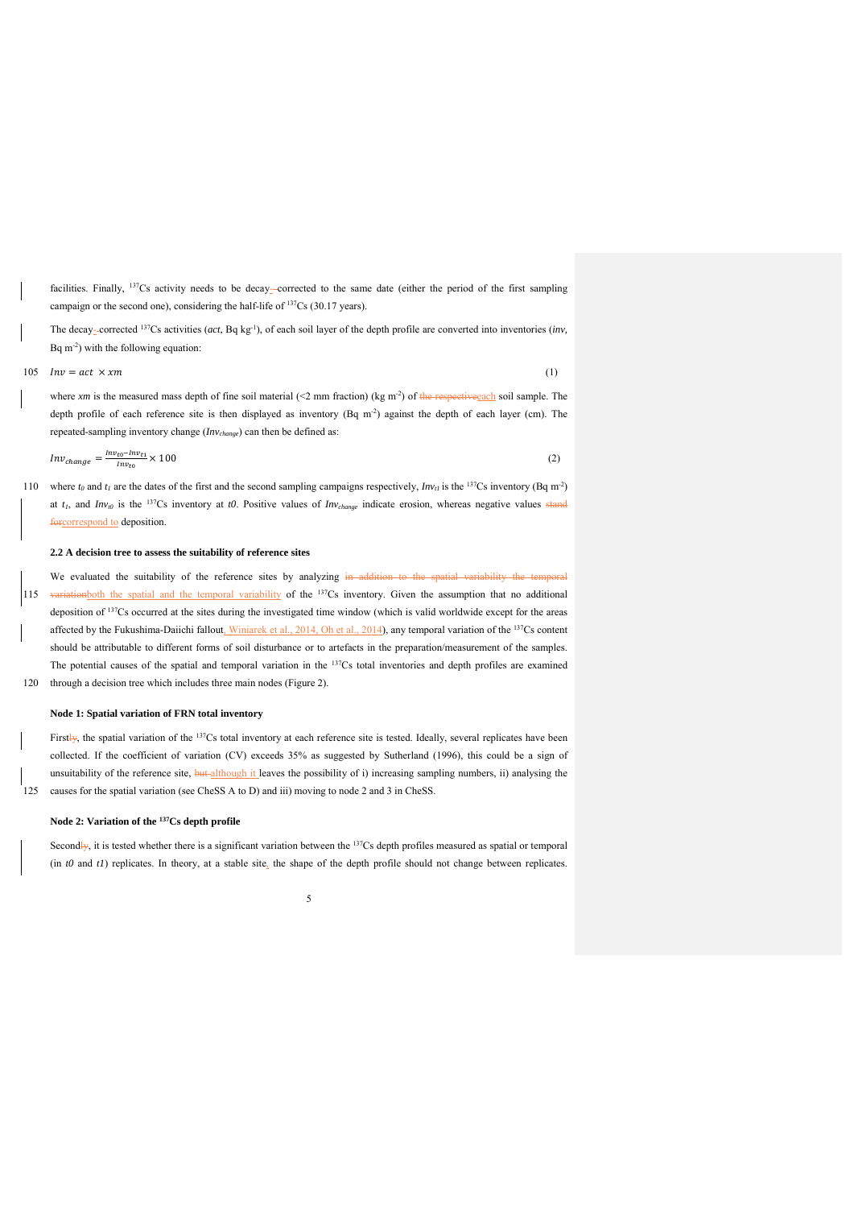facilities. Finally, $^{137}$Cs activity needs to be decay-corrected to the same date (either the period of the first sampling campaign or the second one), considering the half-life of $^{137}$Cs (30.17 years).

The decay-corrected $^{137}$Cs activities (*act*, Bq kg$^{-1}$), of each soil layer of the depth profile are converted into inventories (*inv*, Bq m$^{-2}$) with the following equation:

$$Inv = act \times xm \tag{1}$$

where *xm* is the measured mass depth of fine soil material (<2 mm fraction) (kg m$^{-2}$) of each soil sample. The depth profile of each reference site is then displayed as inventory (Bq m$^{-2}$) against the depth of each layer (cm). The repeated-sampling inventory change ($Inv_{change}$) can then be defined as:

$$Inv_{change} = \frac{Inv_{t0} - Inv_{t1}}{Inv_{t0}} \times 100 \tag{2}$$

where $t_0$ and $t_1$ are the dates of the first and the second sampling campaigns respectively, $Inv_{t1}$ is the $^{137}$Cs inventory (Bq m$^{-2}$) at $t_1$, and $Inv_{t0}$ is the $^{137}$Cs inventory at $t0$. Positive values of $Inv_{change}$ indicate erosion, whereas negative values correspond to deposition.

### 2.2 A decision tree to assess the suitability of reference sites

We evaluated the suitability of the reference sites by analyzing both the spatial and the temporal variability of the $^{137}$Cs inventory. Given the assumption that no additional deposition of $^{137}$Cs occurred at the sites during the investigated time window (which is valid worldwide except for the areas affected by the Fukushima-Daiichi fallout, Winiarek et al., 2014, Oh et al., 2014), any temporal variation of the $^{137}$Cs content should be attributable to different forms of soil disturbance or to artefacts in the preparation/measurement of the samples. The potential causes of the spatial and temporal variation in the $^{137}$Cs total inventories and depth profiles are examined through a decision tree which includes three main nodes (Figure 2).

#### Node 1: Spatial variation of FRN total inventory

First, the spatial variation of the $^{137}$Cs total inventory at each reference site is tested. Ideally, several replicates have been collected. If the coefficient of variation (CV) exceeds 35% as suggested by Sutherland (1996), this could be a sign of unsuitability of the reference site, although it leaves the possibility of i) increasing sampling numbers, ii) analysing the causes for the spatial variation (see CheSS A to D) and iii) moving to node 2 and 3 in CheSS.

#### Node 2: Variation of the $^{137}$Cs depth profile

Second, it is tested whether there is a significant variation between the $^{137}$Cs depth profiles measured as spatial or temporal (in *t0* and *t1*) replicates. In theory, at a stable site, the shape of the depth profile should not change between replicates.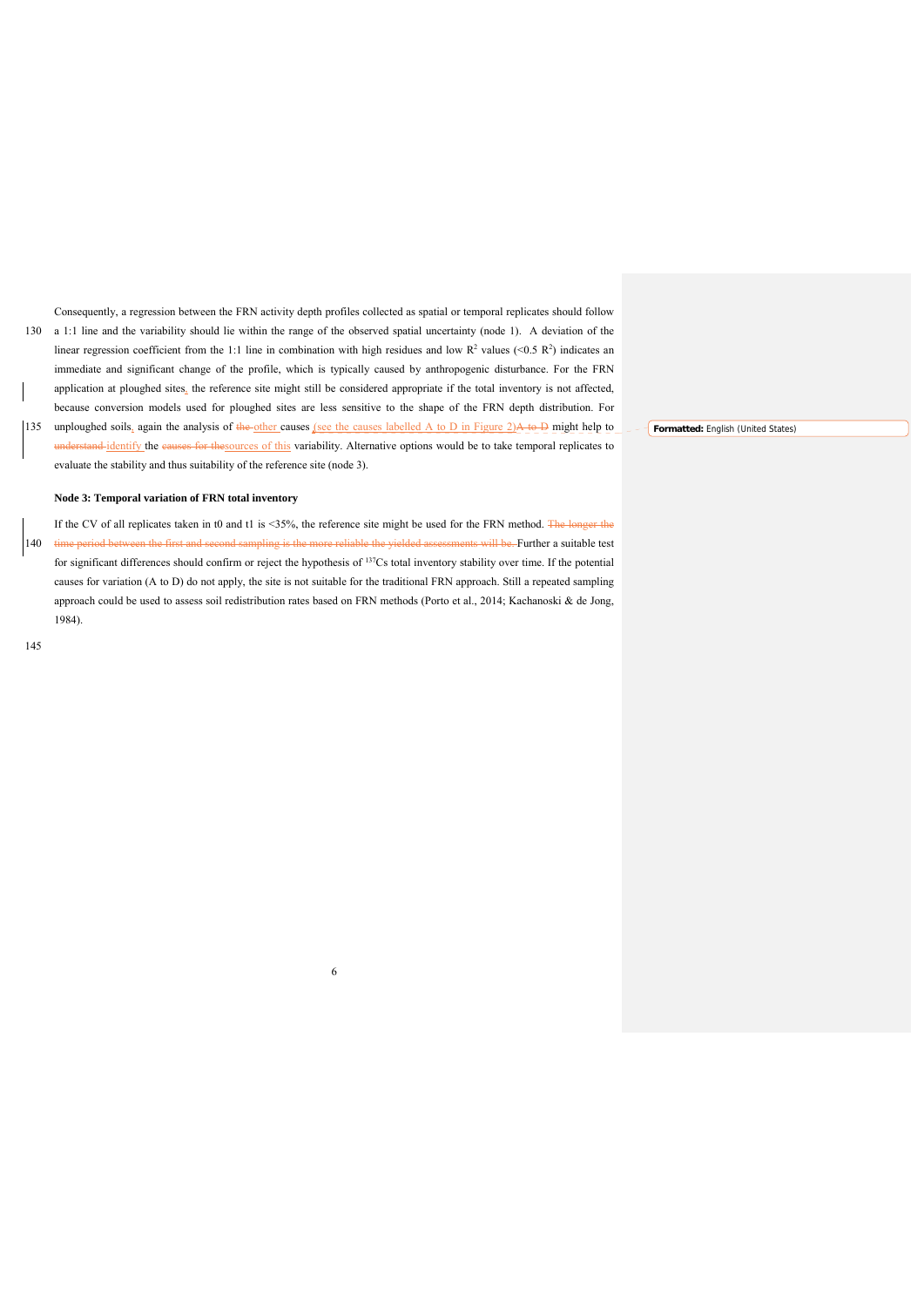Consequently, a regression between the FRN activity depth profiles collected as spatial or temporal replicates should follow a 1:1 line and the variability should lie within the range of the observed spatial uncertainty (node 1). A deviation of the linear regression coefficient from the 1:1 line in combination with high residues and low $R^2$ values (<0.5 $R^2$) indicates an immediate and significant change of the profile, which is typically caused by anthropogenic disturbance. For the FRN application at ploughed sites, the reference site might still be considered appropriate if the total inventory is not affected, because conversion models used for ploughed sites are less sensitive to the shape of the FRN depth distribution. For unploughed soils, again the analysis of ~~the~~ other causes (see the causes labelled A to D in Figure 2)~~A to D~~ might help to ~~understand~~ identify the ~~causes for the~~sources of this variability. Alternative options would be to take temporal replicates to evaluate the stability and thus suitability of the reference site (node 3).

**Node 3: Temporal variation of FRN total inventory**

If the CV of all replicates taken in t0 and t1 is <35%, the reference site might be used for the FRN method. ~~The longer the time period between the first and second sampling is the more reliable the yielded assessments will be.~~ Further a suitable test for significant differences should confirm or reject the hypothesis of $^{137}Cs$ total inventory stability over time. If the potential causes for variation (A to D) do not apply, the site is not suitable for the traditional FRN approach. Still a repeated sampling approach could be used to assess soil redistribution rates based on FRN methods (Porto et al., 2014; Kachanoski & de Jong, 1984).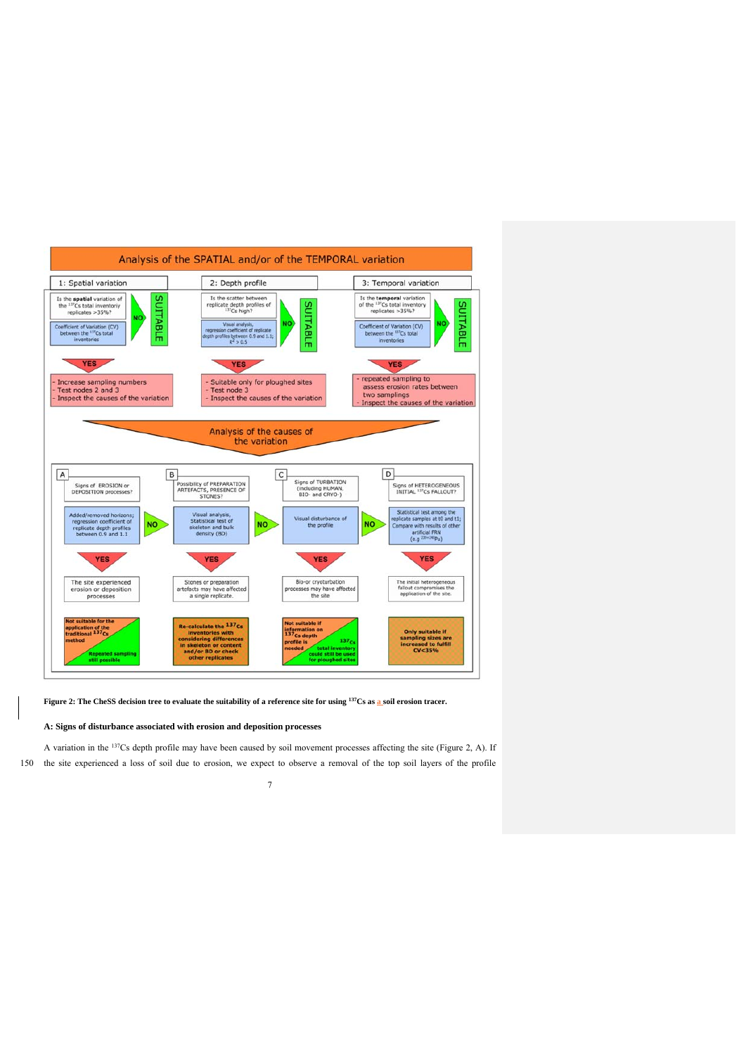## Analysis of the SPATIAL and/or of the TEMPORAL variation

**1: Spatial variation**

- Is the **spatial** variation of the $^{137}$Cs total inventory replicates >35%?
- Coefficient of Variation (CV) between the $^{137}$Cs total inventories
- NO → SUITABLE
- YES →
  - Increase sampling numbers
  - Test nodes 2 and 3
  - Inspect the causes of the variation

**2: Depth profile**

- Is the scatter between replicate depth profiles of $^{137}$Cs high?
- Visual analysis, regression coefficient of replicate depth profiles between 0.9 and 1.1; $R^2 > 0.5$
- NO → SUITABLE
- YES →
  - Suitable only for ploughed sites
  - Test node 3
  - Inspect the causes of the variation

**3: Temporal variation**

- Is the **temporal** variation of the $^{137}$Cs total inventory replicates >35%?
- Coefficient of Variation (CV) between the $^{137}$Cs total inventories
- NO → SUITABLE
- YES →
  - repeated sampling to assess erosion rates between two samplings
  - Inspect the causes of the variation

### Analysis of the causes of the variation

**A** – Signs of EROSION or DEPOSITION processes?

- Added/removed horizons; regression coefficient of replicate depth profiles between 0.9 and 1.1
- YES → The site experienced erosion or deposition processes → Not suitable for the application of the traditional $^{137}$Cs method / Repeated sampling still possible
- NO → B

**B** – Possibility of PREPARATION ARTEFACTS, PRESENCE OF STONES?

- Visual analysis, Statistical test of skeleton and bulk density (BD)
- YES → Stones or preparation artefacts may have affected a single replicate. → Re-calculate the $^{137}$Cs inventories with considering differences in skeleton and content and/or BD or check other replicates
- NO → C

**C** – Signs of TURBATION (including HUMAN, BIO- and CRYO-)

- Visual disturbance of the profile
- YES → Bio-or cryoturbation processes may have affected the site → Not suitable if information on $^{137}$Cs depth profile is needed / $^{137}$Cs total inventory could still be used for ploughed sites
- NO → D

**D** – Signs of HETEROGENEOUS INITIAL $^{137}$Cs FALLOUT?

- Statistical test among the replicate samples at t0 and t1; Compare with results of other artificial FRN (e.g. $^{239+240}$Pu)
- YES → The initial heterogeneous fallout compromises the application of the site. → Only suitable if sampling sizes are increased to fulfill CV<35%

**Figure 2: The CheSS decision tree to evaluate the suitability of a reference site for using $^{137}$Cs as a soil erosion tracer.**

**A: Signs of disturbance associated with erosion and deposition processes**

A variation in the $^{137}$Cs depth profile may have been caused by soil movement processes affecting the site (Figure 2, A). If the site experienced a loss of soil due to erosion, we expect to observe a removal of the top soil layers of the profile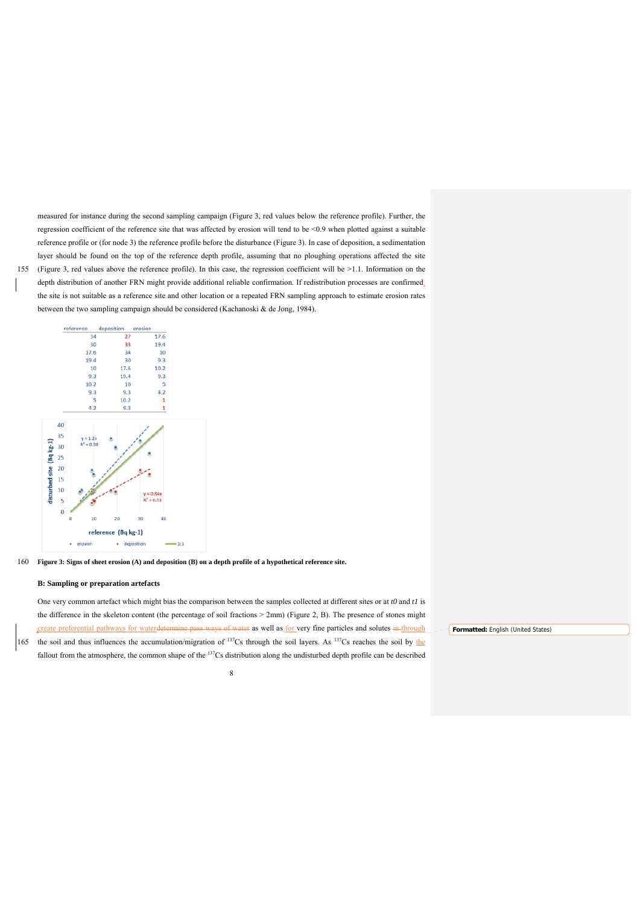measured for instance during the second sampling campaign (Figure 3, red values below the reference profile). Further, the regression coefficient of the reference site that was affected by erosion will tend to be <0.9 when plotted against a suitable reference profile or (for node 3) the reference profile before the disturbance (Figure 3). In case of deposition, a sedimentation layer should be found on the top of the reference depth profile, assuming that no ploughing operations affected the site (Figure 3, red values above the reference profile). In this case, the regression coefficient will be >1.1. Information on the depth distribution of another FRN might provide additional reliable confirmation. If redistribution processes are confirmed, the site is not suitable as a reference site and other location or a repeated FRN sampling approach to estimate erosion rates between the two sampling campaign should be considered (Kachanoski & de Jong, 1984).

| reference | deposition | erosion |
|---|---|---|
| 34 | 27 | 17.6 |
| 30 | 33 | 19.4 |
| 17.6 | 34 | 10 |
| 19.4 | 30 | 9.3 |
| 10 | 17.6 | 10.2 |
| 9.3 | 19.4 | 9.3 |
| 10.2 | 10 | 5 |
| 9.3 | 9.3 | 4.2 |
| 5 | 10.2 | 1 |
| 4.2 | 9.3 | 1 |

**Figure 3: Signs of sheet erosion (A) and deposition (B) on a depth profile of a hypothetical reference site.**

**B: Sampling or preparation artefacts**

One very common artefact which might bias the comparison between the samples collected at different sites or at *t0* and *t1* is the difference in the skeleton content (the percentage of soil fractions > 2mm) (Figure 2, B). The presence of stones might create preferential pathways for water as well as for very fine particles and solutes through the soil and thus influences the accumulation/migration of $^{137}$Cs through the soil layers. As $^{137}$Cs reaches the soil by the fallout from the atmosphere, the common shape of the $^{137}$Cs distribution along the undisturbed depth profile can be described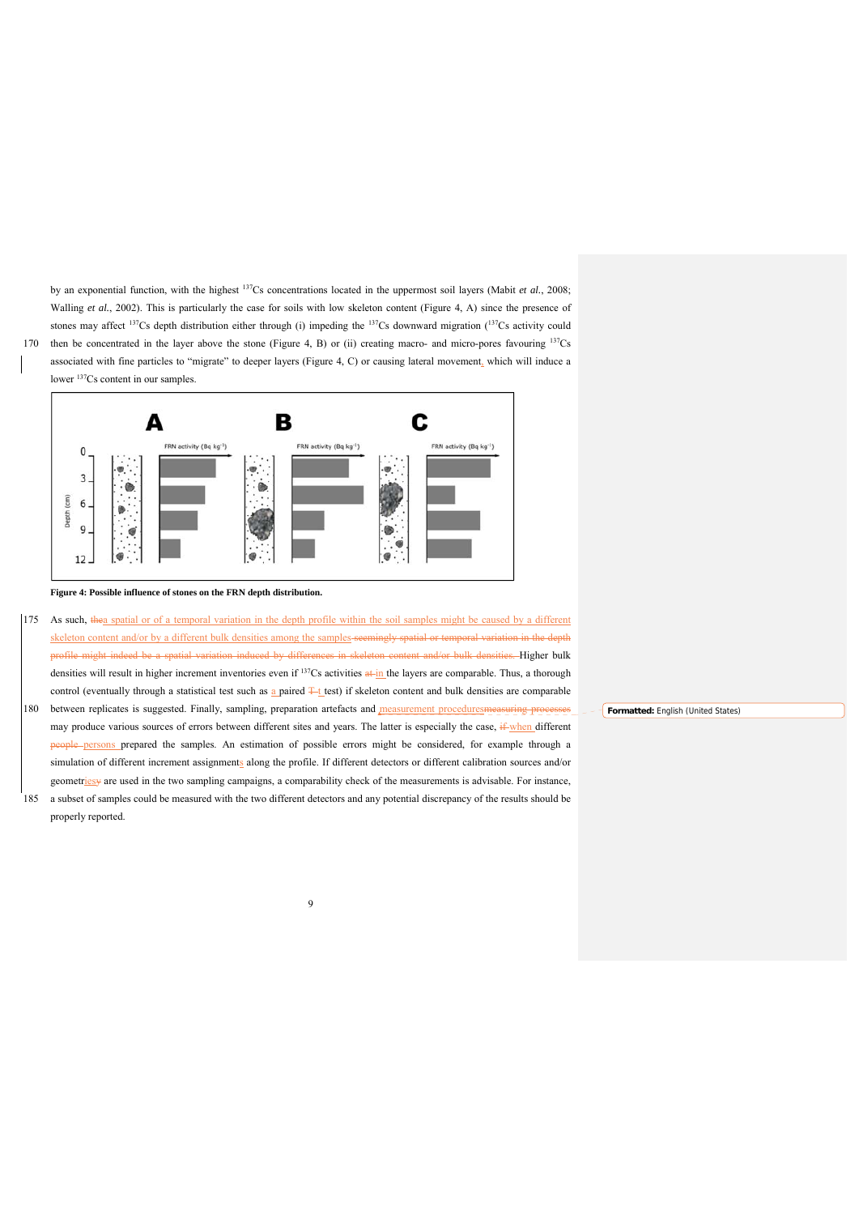by an exponential function, with the highest $^{137}$Cs concentrations located in the uppermost soil layers (Mabit *et al.*, 2008; Walling *et al.*, 2002). This is particularly the case for soils with low skeleton content (Figure 4, A) since the presence of stones may affect $^{137}$Cs depth distribution either through (i) impeding the $^{137}$Cs downward migration ($^{137}$Cs activity could then be concentrated in the layer above the stone (Figure 4, B) or (ii) creating macro- and micro-pores favouring $^{137}$Cs associated with fine particles to "migrate" to deeper layers (Figure 4, C) or causing lateral movement, which will induce a lower $^{137}$Cs content in our samples.

**Figure 4: Possible influence of stones on the FRN depth distribution.**

As such, a spatial or of a temporal variation in the depth profile within the soil samples might be caused by a different skeleton content and/or by a different bulk densities among the samples. Higher bulk densities will result in higher increment inventories even if $^{137}$Cs activities in the layers are comparable. Thus, a thorough control (eventually through a statistical test such as a paired t test) if skeleton content and bulk densities are comparable between replicates is suggested. Finally, sampling, preparation artefacts and measurement procedures may produce various sources of errors between different sites and years. The latter is especially the case, when different persons prepared the samples. An estimation of possible errors might be considered, for example through a simulation of different increment assignments along the profile. If different detectors or different calibration sources and/or geometries are used in the two sampling campaigns, a comparability check of the measurements is advisable. For instance, a subset of samples could be measured with the two different detectors and any potential discrepancy of the results should be properly reported.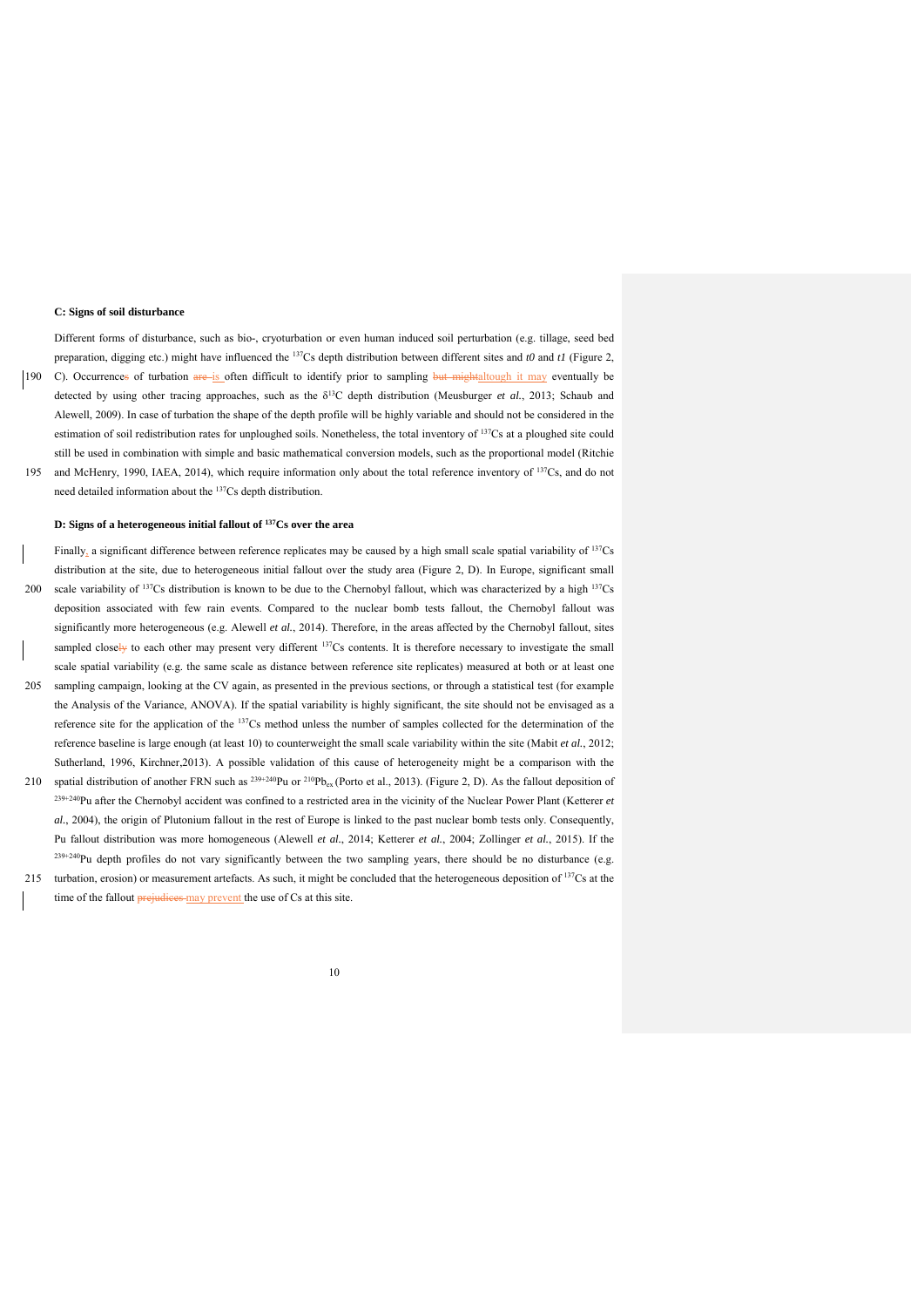**C: Signs of soil disturbance**

Different forms of disturbance, such as bio-, cryoturbation or even human induced soil perturbation (e.g. tillage, seed bed preparation, digging etc.) might have influenced the $^{137}$Cs depth distribution between different sites and *t0* and *t1* (Figure 2, C). Occurrences of turbation ~~are~~ is often difficult to identify prior to sampling ~~but might~~altough it may eventually be detected by using other tracing approaches, such as the $\delta^{13}$C depth distribution (Meusburger *et al.*, 2013; Schaub and Alewell, 2009). In case of turbation the shape of the depth profile will be highly variable and should not be considered in the estimation of soil redistribution rates for unploughed soils. Nonetheless, the total inventory of $^{137}$Cs at a ploughed site could still be used in combination with simple and basic mathematical conversion models, such as the proportional model (Ritchie and McHenry, 1990, IAEA, 2014), which require information only about the total reference inventory of $^{137}$Cs, and do not need detailed information about the $^{137}$Cs depth distribution.

**D: Signs of a heterogeneous initial fallout of $^{137}$Cs over the area**

Finally, a significant difference between reference replicates may be caused by a high small scale spatial variability of $^{137}$Cs distribution at the site, due to heterogeneous initial fallout over the study area (Figure 2, D). In Europe, significant small scale variability of $^{137}$Cs distribution is known to be due to the Chernobyl fallout, which was characterized by a high $^{137}$Cs deposition associated with few rain events. Compared to the nuclear bomb tests fallout, the Chernobyl fallout was significantly more heterogeneous (e.g. Alewell *et al.*, 2014). Therefore, in the areas affected by the Chernobyl fallout, sites sampled close~~ly~~ to each other may present very different $^{137}$Cs contents. It is therefore necessary to investigate the small scale spatial variability (e.g. the same scale as distance between reference site replicates) measured at both or at least one sampling campaign, looking at the CV again, as presented in the previous sections, or through a statistical test (for example the Analysis of the Variance, ANOVA). If the spatial variability is highly significant, the site should not be envisaged as a reference site for the application of the $^{137}$Cs method unless the number of samples collected for the determination of the reference baseline is large enough (at least 10) to counterweight the small scale variability within the site (Mabit *et al.*, 2012; Sutherland, 1996, Kirchner,2013). A possible validation of this cause of heterogeneity might be a comparison with the spatial distribution of another FRN such as $^{239+240}$Pu or $^{210}$Pb$_{ex}$ (Porto et al., 2013). (Figure 2, D). As the fallout deposition of $^{239+240}$Pu after the Chernobyl accident was confined to a restricted area in the vicinity of the Nuclear Power Plant (Ketterer *et al.*, 2004), the origin of Plutonium fallout in the rest of Europe is linked to the past nuclear bomb tests only. Consequently, Pu fallout distribution was more homogeneous (Alewell *et al.*, 2014; Ketterer *et al.*, 2004; Zollinger *et al.*, 2015). If the $^{239+240}$Pu depth profiles do not vary significantly between the two sampling years, there should be no disturbance (e.g. turbation, erosion) or measurement artefacts. As such, it might be concluded that the heterogeneous deposition of $^{137}$Cs at the time of the fallout ~~prejudices~~ may prevent the use of Cs at this site.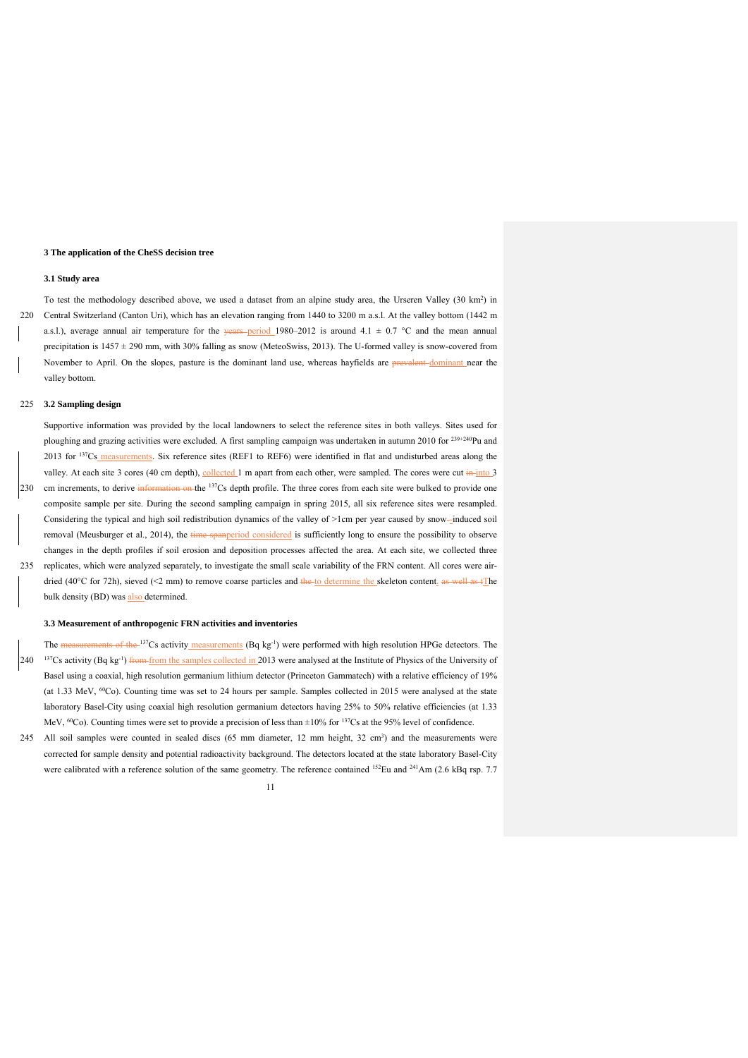### 3 The application of the CheSS decision tree

### 3.1 Study area

To test the methodology described above, we used a dataset from an alpine study area, the Urseren Valley (30 km$^2$) in Central Switzerland (Canton Uri), which has an elevation ranging from 1440 to 3200 m a.s.l. At the valley bottom (1442 m a.s.l.), average annual air temperature for the years period 1980–2012 is around 4.1 ± 0.7 °C and the mean annual precipitation is 1457 ± 290 mm, with 30% falling as snow (MeteoSwiss, 2013). The U-formed valley is snow-covered from November to April. On the slopes, pasture is the dominant land use, whereas hayfields are prevalent dominant near the valley bottom.

### 3.2 Sampling design

Supportive information was provided by the local landowners to select the reference sites in both valleys. Sites used for ploughing and grazing activities were excluded. A first sampling campaign was undertaken in autumn 2010 for $^{239+240}$Pu and 2013 for $^{137}$Cs measurements. Six reference sites (REF1 to REF6) were identified in flat and undisturbed areas along the valley. At each site 3 cores (40 cm depth), collected 1 m apart from each other, were sampled. The cores were cut in into 3 cm increments, to derive information on the $^{137}$Cs depth profile. The three cores from each site were bulked to provide one composite sample per site. During the second sampling campaign in spring 2015, all six reference sites were resampled. Considering the typical and high soil redistribution dynamics of the valley of >1cm per year caused by snow-–induced soil removal (Meusburger et al., 2014), the time spanperiod considered is sufficiently long to ensure the possibility to observe changes in the depth profiles if soil erosion and deposition processes affected the area. At each site, we collected three replicates, which were analyzed separately, to investigate the small scale variability of the FRN content. All cores were air-dried (40°C for 72h), sieved (<2 mm) to remove coarse particles and the to determine the skeleton content. as well as tThe bulk density (BD) was also determined.

### 3.3 Measurement of anthropogenic FRN activities and inventories

The measurements of the $^{137}$Cs activity measurements (Bq kg$^{-1}$) were performed with high resolution HPGe detectors. The $^{137}$Cs activity (Bq kg$^{-1}$) from from the samples collected in 2013 were analysed at the Institute of Physics of the University of Basel using a coaxial, high resolution germanium lithium detector (Princeton Gammatech) with a relative efficiency of 19% (at 1.33 MeV, $^{60}$Co). Counting time was set to 24 hours per sample. Samples collected in 2015 were analysed at the state laboratory Basel-City using coaxial high resolution germanium detectors having 25% to 50% relative efficiencies (at 1.33 MeV, $^{60}$Co). Counting times were set to provide a precision of less than ±10% for $^{137}$Cs at the 95% level of confidence.

All soil samples were counted in sealed discs (65 mm diameter, 12 mm height, 32 cm$^3$) and the measurements were corrected for sample density and potential radioactivity background. The detectors located at the state laboratory Basel-City were calibrated with a reference solution of the same geometry. The reference contained $^{152}$Eu and $^{241}$Am (2.6 kBq rsp. 7.7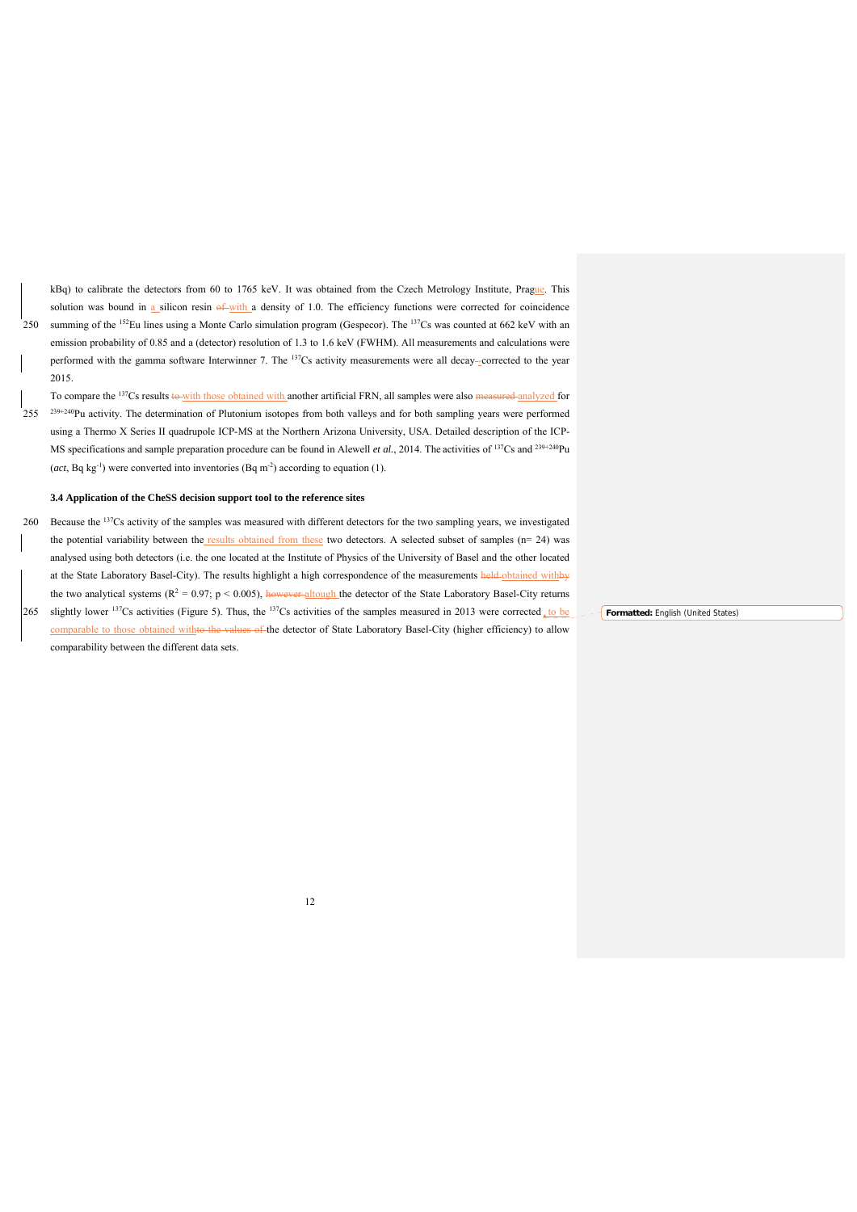kBq) to calibrate the detectors from 60 to 1765 keV. It was obtained from the Czech Metrology Institute, Prague. This solution was bound in a silicon resin with a density of 1.0. The efficiency functions were corrected for coincidence summing of the $^{152}$Eu lines using a Monte Carlo simulation program (Gespecor). The $^{137}$Cs was counted at 662 keV with an emission probability of 0.85 and a (detector) resolution of 1.3 to 1.6 keV (FWHM). All measurements and calculations were performed with the gamma software Interwinner 7. The $^{137}$Cs activity measurements were all decay-corrected to the year 2015.

To compare the $^{137}$Cs results with those obtained with another artificial FRN, all samples were also analyzed for $^{239+240}$Pu activity. The determination of Plutonium isotopes from both valleys and for both sampling years were performed using a Thermo X Series II quadrupole ICP-MS at the Northern Arizona University, USA. Detailed description of the ICP-MS specifications and sample preparation procedure can be found in Alewell *et al.*, 2014. The activities of $^{137}$Cs and $^{239+240}$Pu (*act*, Bq kg$^{-1}$) were converted into inventories (Bq m$^{-2}$) according to equation (1).

### 3.4 Application of the CheSS decision support tool to the reference sites

Because the $^{137}$Cs activity of the samples was measured with different detectors for the two sampling years, we investigated the potential variability between the results obtained from these two detectors. A selected subset of samples (n= 24) was analysed using both detectors (i.e. the one located at the Institute of Physics of the University of Basel and the other located at the State Laboratory Basel-City). The results highlight a high correspondence of the measurements obtained with the two analytical systems ($R^2 = 0.97$; $p < 0.005$), altough the detector of the State Laboratory Basel-City returns slightly lower $^{137}$Cs activities (Figure 5). Thus, the $^{137}$Cs activities of the samples measured in 2013 were corrected, to be comparable to those obtained with the detector of State Laboratory Basel-City (higher efficiency) to allow comparability between the different data sets.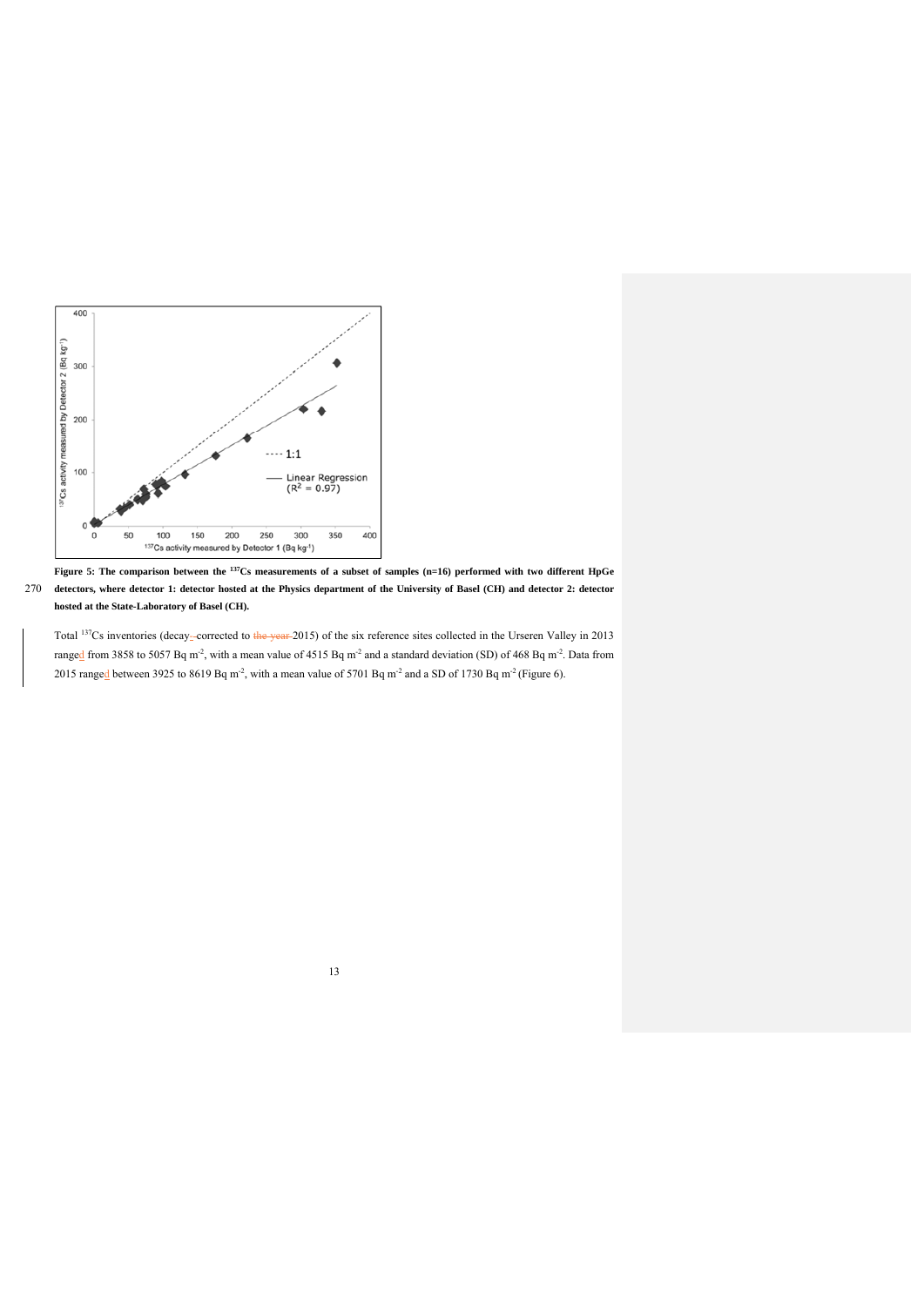**Figure 5: The comparison between the $^{137}$Cs measurements of a subset of samples (n=16) performed with two different HpGe detectors, where detector 1: detector hosted at the Physics department of the University of Basel (CH) and detector 2: detector hosted at the State-Laboratory of Basel (CH).**

Total $^{137}$Cs inventories (decay-corrected to 2015) of the six reference sites collected in the Urseren Valley in 2013 ranged from 3858 to 5057 Bq m$^{-2}$, with a mean value of 4515 Bq m$^{-2}$ and a standard deviation (SD) of 468 Bq m$^{-2}$. Data from 2015 ranged between 3925 to 8619 Bq m$^{-2}$, with a mean value of 5701 Bq m$^{-2}$ and a SD of 1730 Bq m$^{-2}$ (Figure 6).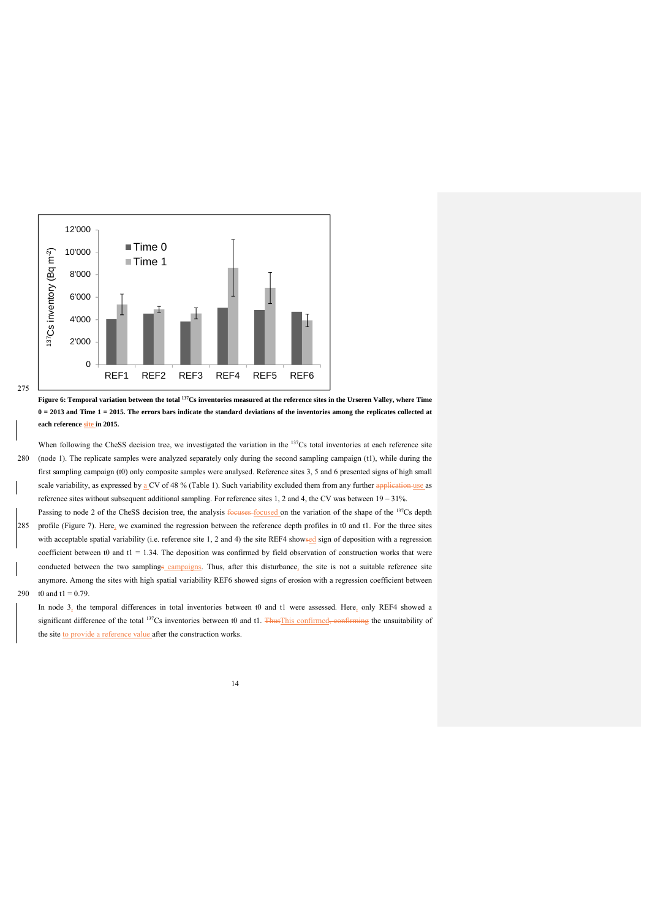Figure 6: Temporal variation between the total $^{137}$Cs inventories measured at the reference sites in the Urseren Valley, where Time 0 = 2013 and Time 1 = 2015. The errors bars indicate the standard deviations of the inventories among the replicates collected at each reference site in 2015.

When following the CheSS decision tree, we investigated the variation in the $^{137}$Cs total inventories at each reference site (node 1). The replicate samples were analyzed separately only during the second sampling campaign (t1), while during the first sampling campaign (t0) only composite samples were analysed. Reference sites 3, 5 and 6 presented signs of high small scale variability, as expressed by a CV of 48 % (Table 1). Such variability excluded them from any further use as reference sites without subsequent additional sampling. For reference sites 1, 2 and 4, the CV was between 19 – 31%.

Passing to node 2 of the CheSS decision tree, the analysis focused on the variation of the shape of the $^{137}$Cs depth profile (Figure 7). Here, we examined the regression between the reference depth profiles in t0 and t1. For the three sites with acceptable spatial variability (i.e. reference site 1, 2 and 4) the site REF4 showed sign of deposition with a regression coefficient between t0 and t1 = 1.34. The deposition was confirmed by field observation of construction works that were conducted between the two campaigns. Thus, after this disturbance, the site is not a suitable reference site anymore. Among the sites with high spatial variability REF6 showed signs of erosion with a regression coefficient between t0 and t1 = 0.79.

In node 3, the temporal differences in total inventories between t0 and t1 were assessed. Here, only REF4 showed a significant difference of the total $^{137}$Cs inventories between t0 and t1. This confirmed the unsuitability of the site to provide a reference value after the construction works.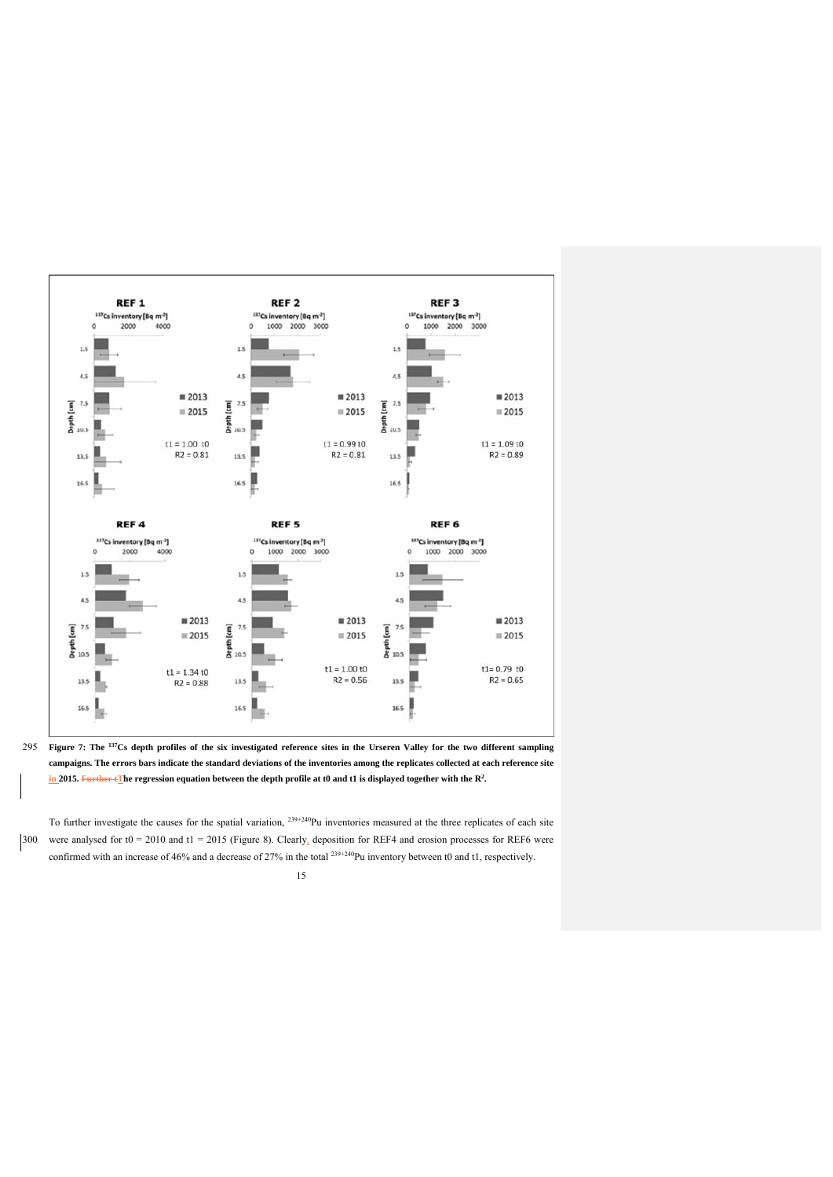**Figure 7: The $^{137}$Cs depth profiles of the six investigated reference sites in the Urseren Valley for the two different sampling campaigns. The errors bars indicate the standard deviations of the inventories among the replicates collected at each reference site in 2015. Further tThe regression equation between the depth profile at t0 and t1 is displayed together with the $R^2$.**

To further investigate the causes for the spatial variation, $^{239+240}$Pu inventories measured at the three replicates of each site were analysed for t0 = 2010 and t1 = 2015 (Figure 8). Clearly, deposition for REF4 and erosion processes for REF6 were confirmed with an increase of 46% and a decrease of 27% in the total $^{239+240}$Pu inventory between t0 and t1, respectively.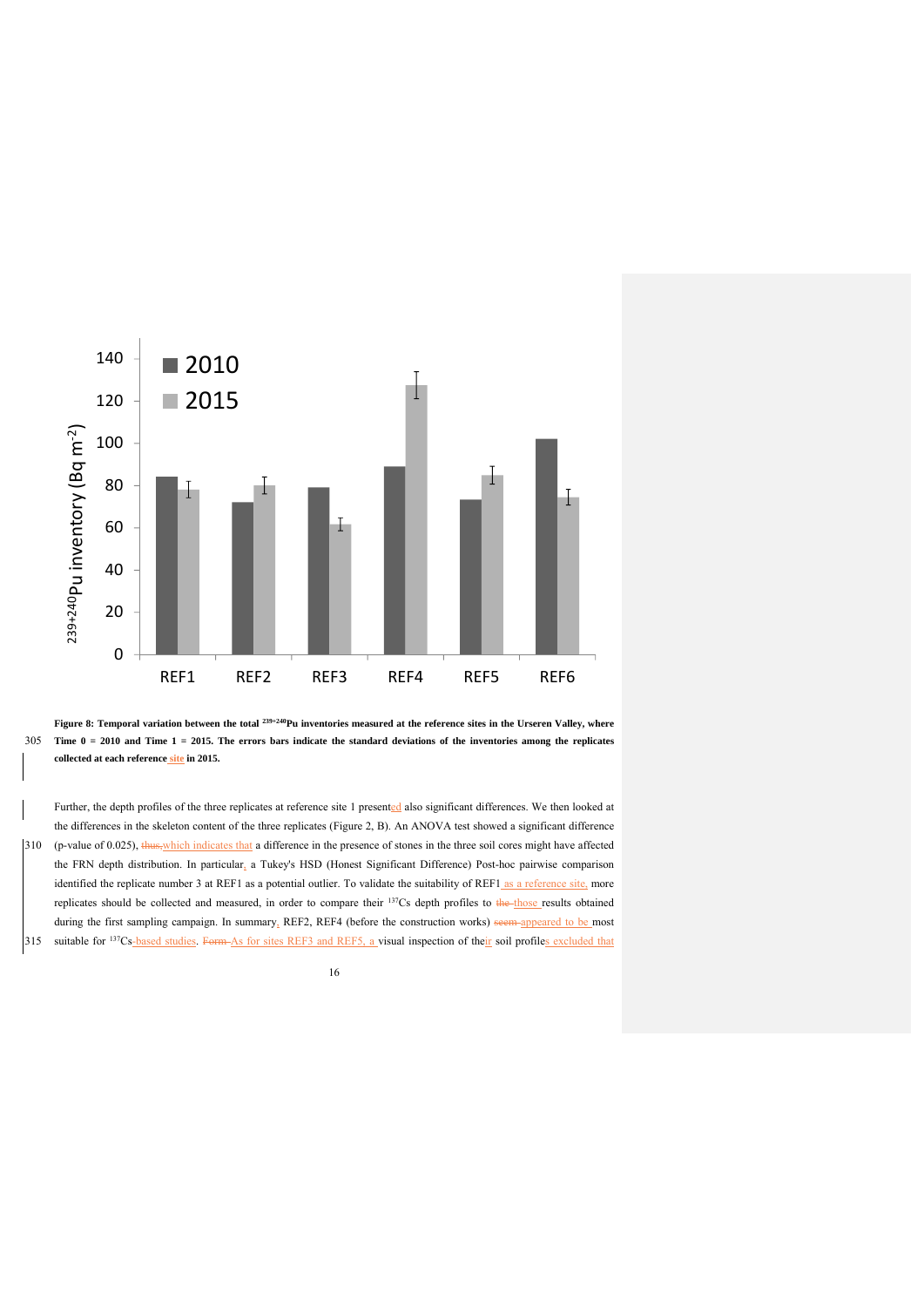**Figure 8: Temporal variation between the total $^{239+240}$Pu inventories measured at the reference sites in the Urseren Valley, where Time 0 = 2010 and Time 1 = 2015. The errors bars indicate the standard deviations of the inventories among the replicates collected at each reference site in 2015.**

Further, the depth profiles of the three replicates at reference site 1 presented also significant differences. We then looked at the differences in the skeleton content of the three replicates (Figure 2, B). An ANOVA test showed a significant difference (p-value of 0.025), thus,which indicates that a difference in the presence of stones in the three soil cores might have affected the FRN depth distribution. In particular, a Tukey's HSD (Honest Significant Difference) Post-hoc pairwise comparison identified the replicate number 3 at REF1 as a potential outlier. To validate the suitability of REF1 as a reference site, more replicates should be collected and measured, in order to compare their $^{137}$Cs depth profiles to the those results obtained during the first sampling campaign. In summary, REF2, REF4 (before the construction works) seem appeared to be most suitable for $^{137}$Cs-based studies. Form As for sites REF3 and REF5, a visual inspection of their soil profiles excluded that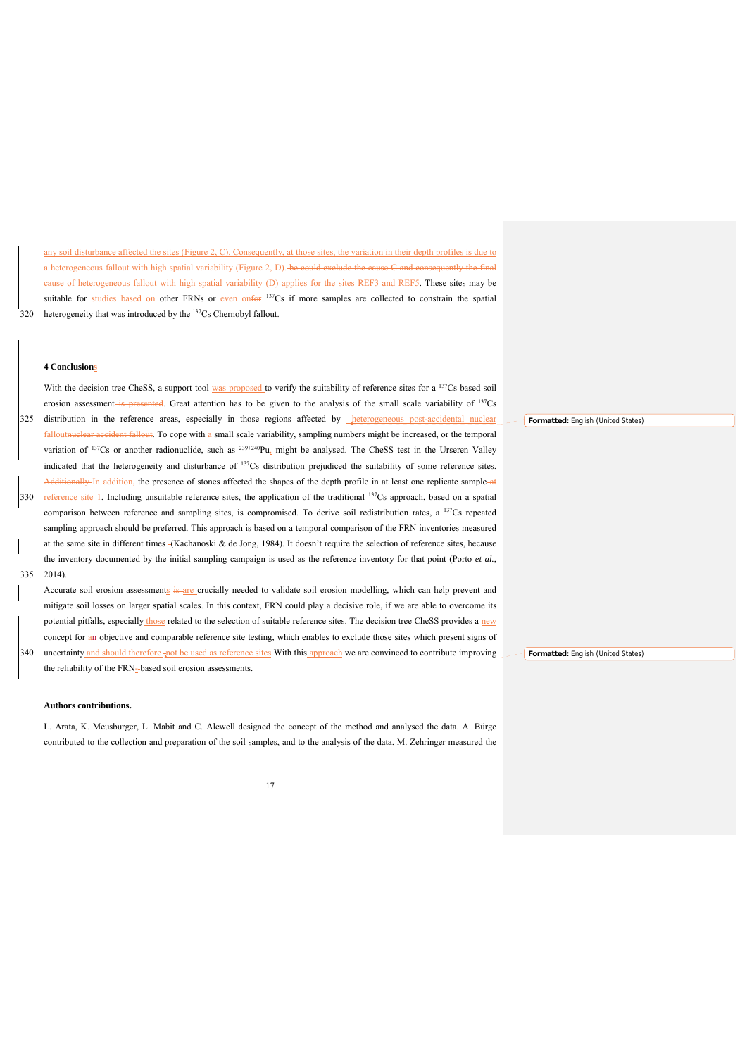any soil disturbance affected the sites (Figure 2, C). Consequently, at those sites, the variation in their depth profiles is due to a heterogeneous fallout with high spatial variability (Figure 2, D). be could exclude the cause C and consequently the final cause of heterogeneous fallout with high spatial variability (D) applies for the sites REF3 and REF5. These sites may be suitable for studies based on other FRNs or even onfor $^{137}$Cs if more samples are collected to constrain the spatial heterogeneity that was introduced by the $^{137}$Cs Chernobyl fallout.

## 4 Conclusions

With the decision tree CheSS, a support tool was proposed to verify the suitability of reference sites for a $^{137}$Cs based soil erosion assessment is presented. Great attention has to be given to the analysis of the small scale variability of $^{137}$Cs distribution in the reference areas, especially in those regions affected by heterogeneous post-accidental nuclear falloutnuclear accident fallout. To cope with a small scale variability, sampling numbers might be increased, or the temporal variation of $^{137}$Cs or another radionuclide, such as $^{239+240}$Pu, might be analysed. The CheSS test in the Urseren Valley indicated that the heterogeneity and disturbance of $^{137}$Cs distribution prejudiced the suitability of some reference sites. Additionally In addition, the presence of stones affected the shapes of the depth profile in at least one replicate sample at reference site 1. Including unsuitable reference sites, the application of the traditional $^{137}$Cs approach, based on a spatial comparison between reference and sampling sites, is compromised. To derive soil redistribution rates, a $^{137}$Cs repeated sampling approach should be preferred. This approach is based on a temporal comparison of the FRN inventories measured at the same site in different times (Kachanoski & de Jong, 1984). It doesn't require the selection of reference sites, because the inventory documented by the initial sampling campaign is used as the reference inventory for that point (Porto *et al.*, 2014).

Accurate soil erosion assessments is are crucially needed to validate soil erosion modelling, which can help prevent and mitigate soil losses on larger spatial scales. In this context, FRN could play a decisive role, if we are able to overcome its potential pitfalls, especially those related to the selection of suitable reference sites. The decision tree CheSS provides a new concept for an objective and comparable reference site testing, which enables to exclude those sites which present signs of uncertainty and should therefore not be used as reference sites With this approach we are convinced to contribute improving the reliability of the FRN-based soil erosion assessments.

### Authors contributions.

L. Arata, K. Meusburger, L. Mabit and C. Alewell designed the concept of the method and analysed the data. A. Bürge contributed to the collection and preparation of the soil samples, and to the analysis of the data. M. Zehringer measured the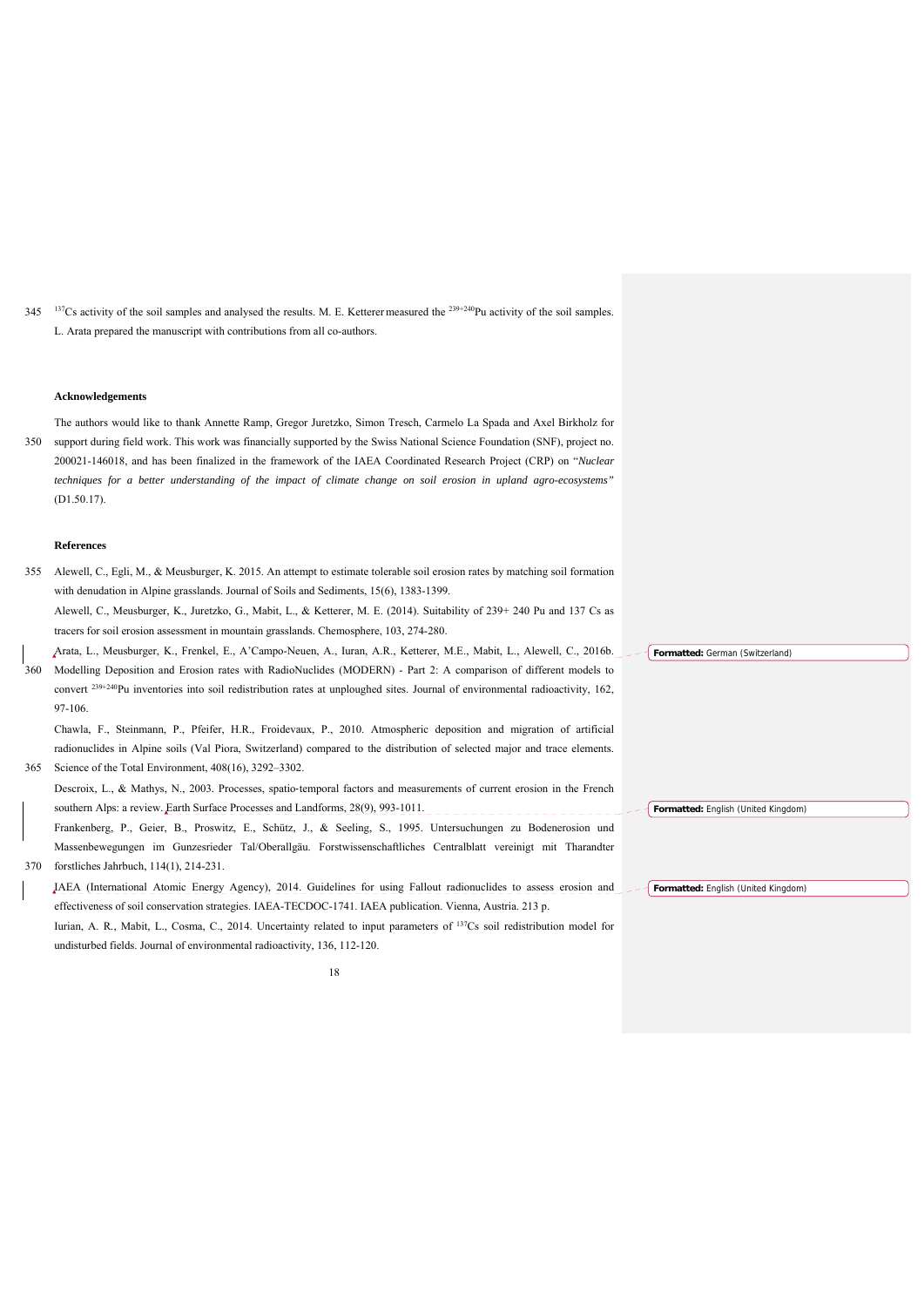$^{137}$Cs activity of the soil samples and analysed the results. M. E. Ketterer measured the $^{239+240}$Pu activity of the soil samples. L. Arata prepared the manuscript with contributions from all co-authors.

**Acknowledgements**

The authors would like to thank Annette Ramp, Gregor Juretzko, Simon Tresch, Carmelo La Spada and Axel Birkholz for support during field work. This work was financially supported by the Swiss National Science Foundation (SNF), project no. 200021-146018, and has been finalized in the framework of the IAEA Coordinated Research Project (CRP) on "*Nuclear techniques for a better understanding of the impact of climate change on soil erosion in upland agro-ecosystems"* (D1.50.17).

**References**

Alewell, C., Egli, M., & Meusburger, K. 2015. An attempt to estimate tolerable soil erosion rates by matching soil formation with denudation in Alpine grasslands. Journal of Soils and Sediments, 15(6), 1383-1399.

Alewell, C., Meusburger, K., Juretzko, G., Mabit, L., & Ketterer, M. E. (2014). Suitability of 239+ 240 Pu and 137 Cs as tracers for soil erosion assessment in mountain grasslands. Chemosphere, 103, 274-280.

Arata, L., Meusburger, K., Frenkel, E., A'Campo-Neuen, A., Iuran, A.R., Ketterer, M.E., Mabit, L., Alewell, C., 2016b. Modelling Deposition and Erosion rates with RadioNuclides (MODERN) - Part 2: A comparison of different models to convert $^{239+240}$Pu inventories into soil redistribution rates at unploughed sites. Journal of environmental radioactivity, 162, 97-106.

Chawla, F., Steinmann, P., Pfeifer, H.R., Froidevaux, P., 2010. Atmospheric deposition and migration of artificial radionuclides in Alpine soils (Val Piora, Switzerland) compared to the distribution of selected major and trace elements. Science of the Total Environment, 408(16), 3292–3302.

Descroix, L., & Mathys, N., 2003. Processes, spatio-temporal factors and measurements of current erosion in the French southern Alps: a review. Earth Surface Processes and Landforms, 28(9), 993-1011.

Frankenberg, P., Geier, B., Proswitz, E., Schütz, J., & Seeling, S., 1995. Untersuchungen zu Bodenerosion und Massenbewegungen im Gunzesrieder Tal/Oberallgäu. Forstwissenschaftliches Centralblatt vereinigt mit Tharandter forstliches Jahrbuch, 114(1), 214-231.

IAEA (International Atomic Energy Agency), 2014. Guidelines for using Fallout radionuclides to assess erosion and effectiveness of soil conservation strategies. IAEA-TECDOC-1741. IAEA publication. Vienna, Austria. 213 p.

Iurian, A. R., Mabit, L., Cosma, C., 2014. Uncertainty related to input parameters of $^{137}$Cs soil redistribution model for undisturbed fields. Journal of environmental radioactivity, 136, 112-120.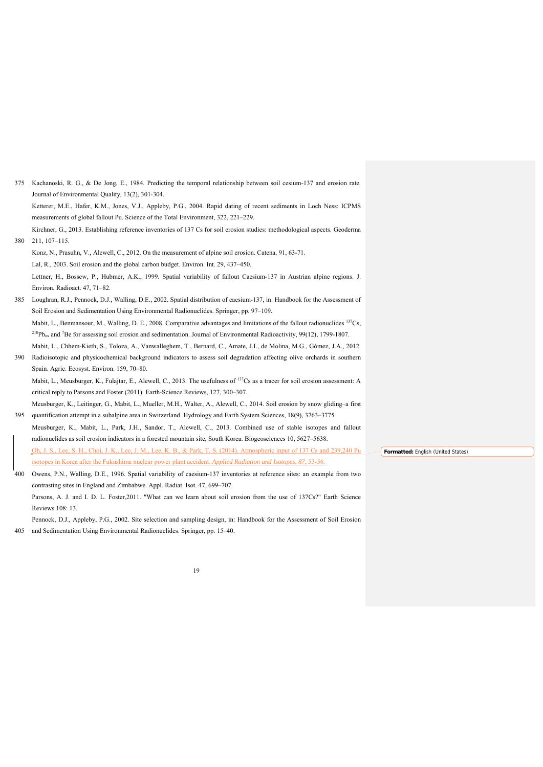Kachanoski, R. G., & De Jong, E., 1984. Predicting the temporal relationship between soil cesium-137 and erosion rate. Journal of Environmental Quality, 13(2), 301-304.

Ketterer, M.E., Hafer, K.M., Jones, V.J., Appleby, P.G., 2004. Rapid dating of recent sediments in Loch Ness: ICPMS measurements of global fallout Pu. Science of the Total Environment, 322, 221–229.

Kirchner, G., 2013. Establishing reference inventories of 137 Cs for soil erosion studies: methodological aspects. Geoderma 211, 107–115.

Konz, N., Prasuhn, V., Alewell, C., 2012. On the measurement of alpine soil erosion. Catena, 91, 63-71.

Lal, R., 2003. Soil erosion and the global carbon budget. Environ. Int. 29, 437–450.

Lettner, H., Bossew, P., Hubmer, A.K., 1999. Spatial variability of fallout Caesium-137 in Austrian alpine regions. J. Environ. Radioact. 47, 71–82.

Loughran, R.J., Pennock, D.J., Walling, D.E., 2002. Spatial distribution of caesium-137, in: Handbook for the Assessment of Soil Erosion and Sedimentation Using Environmental Radionuclides. Springer, pp. 97–109.

Mabit, L., Benmansour, M., Walling, D. E., 2008. Comparative advantages and limitations of the fallout radionuclides $^{137}$Cs, $^{210}$Pb$_{ex}$ and $^{7}$Be for assessing soil erosion and sedimentation. Journal of Environmental Radioactivity, 99(12), 1799-1807.

Mabit, L., Chhem-Kieth, S., Toloza, A., Vanwalleghem, T., Bernard, C., Amate, J.I., de Molina, M.G., Gómez, J.A., 2012. Radioisotopic and physicochemical background indicators to assess soil degradation affecting olive orchards in southern Spain. Agric. Ecosyst. Environ. 159, 70–80.

Mabit, L., Meusburger, K., Fulajtar, E., Alewell, C., 2013. The usefulness of $^{137}$Cs as a tracer for soil erosion assessment: A critical reply to Parsons and Foster (2011). Earth-Science Reviews, 127, 300–307.

Meusburger, K., Leitinger, G., Mabit, L., Mueller, M.H., Walter, A., Alewell, C., 2014. Soil erosion by snow gliding–a first quantification attempt in a subalpine area in Switzerland. Hydrology and Earth System Sciences, 18(9), 3763–3775.

Meusburger, K., Mabit, L., Park, J.H., Sandor, T., Alewell, C., 2013. Combined use of stable isotopes and fallout radionuclides as soil erosion indicators in a forested mountain site, South Korea. Biogeosciences 10, 5627–5638.

Oh, J. S., Lee, S. H., Choi, J. K., Lee, J. M., Lee, K. B., & Park, T. S. (2014). Atmospheric input of 137 Cs and 239,240 Pu isotopes in Korea after the Fukushima nuclear power plant accident. *Applied Radiation and Isotopes*, *87*, 53-56.

Owens, P.N., Walling, D.E., 1996. Spatial variability of caesium-137 inventories at reference sites: an example from two contrasting sites in England and Zimbabwe. Appl. Radiat. Isot. 47, 699–707.

Parsons, A. J. and I. D. L. Foster,2011. "What can we learn about soil erosion from the use of 137Cs?" Earth Science Reviews 108: 13.

Pennock, D.J., Appleby, P.G., 2002. Site selection and sampling design, in: Handbook for the Assessment of Soil Erosion and Sedimentation Using Environmental Radionuclides. Springer, pp. 15–40.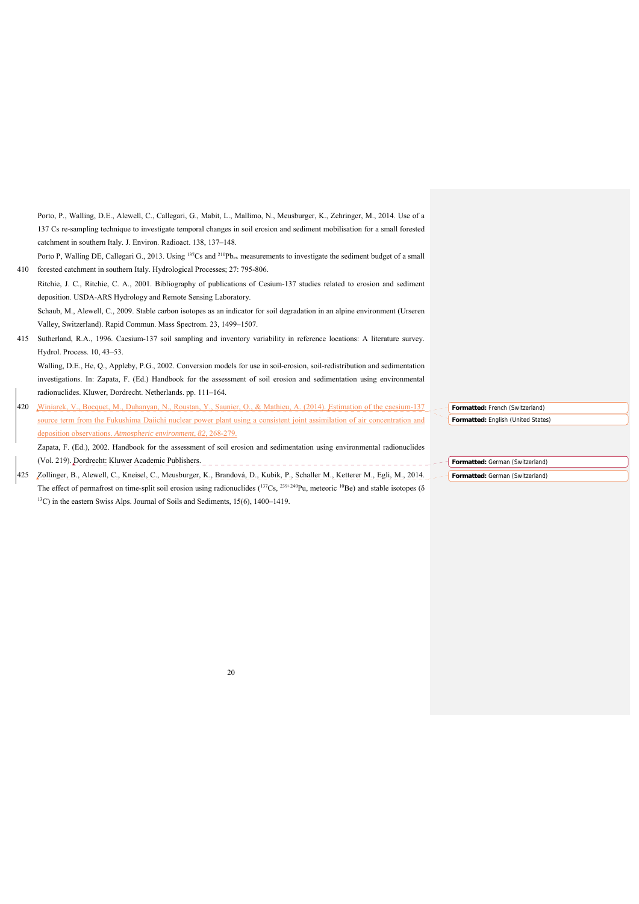Porto, P., Walling, D.E., Alewell, C., Callegari, G., Mabit, L., Mallimo, N., Meusburger, K., Zehringer, M., 2014. Use of a 137 Cs re-sampling technique to investigate temporal changes in soil erosion and sediment mobilisation for a small forested catchment in southern Italy. J. Environ. Radioact. 138, 137–148.

Porto P, Walling DE, Callegari G., 2013. Using $^{137}$Cs and $^{210}$Pb$_{ex}$ measurements to investigate the sediment budget of a small forested catchment in southern Italy. Hydrological Processes; 27: 795-806.

Ritchie, J. C., Ritchie, C. A., 2001. Bibliography of publications of Cesium-137 studies related to erosion and sediment deposition. USDA-ARS Hydrology and Remote Sensing Laboratory.

Schaub, M., Alewell, C., 2009. Stable carbon isotopes as an indicator for soil degradation in an alpine environment (Urseren Valley, Switzerland). Rapid Commun. Mass Spectrom. 23, 1499–1507.

Sutherland, R.A., 1996. Caesium-137 soil sampling and inventory variability in reference locations: A literature survey. Hydrol. Process. 10, 43–53.

Walling, D.E., He, Q., Appleby, P.G., 2002. Conversion models for use in soil-erosion, soil-redistribution and sedimentation investigations. In: Zapata, F. (Ed.) Handbook for the assessment of soil erosion and sedimentation using environmental radionuclides. Kluwer, Dordrecht. Netherlands. pp. 111–164.

Winiarek, V., Bocquet, M., Duhanyan, N., Roustan, Y., Saunier, O., & Mathieu, A. (2014). Estimation of the caesium-137 source term from the Fukushima Daiichi nuclear power plant using a consistent joint assimilation of air concentration and deposition observations. *Atmospheric environment, 82*, 268-279.

Zapata, F. (Ed.), 2002. Handbook for the assessment of soil erosion and sedimentation using environmental radionuclides (Vol. 219). Dordrecht: Kluwer Academic Publishers.

Zollinger, B., Alewell, C., Kneisel, C., Meusburger, K., Brandová, D., Kubik, P., Schaller M., Ketterer M., Egli, M., 2014. The effect of permafrost on time-split soil erosion using radionuclides ($^{137}$Cs, $^{239+240}$Pu, meteoric $^{10}$Be) and stable isotopes ($\delta^{13}$C) in the eastern Swiss Alps. Journal of Soils and Sediments, 15(6), 1400–1419.